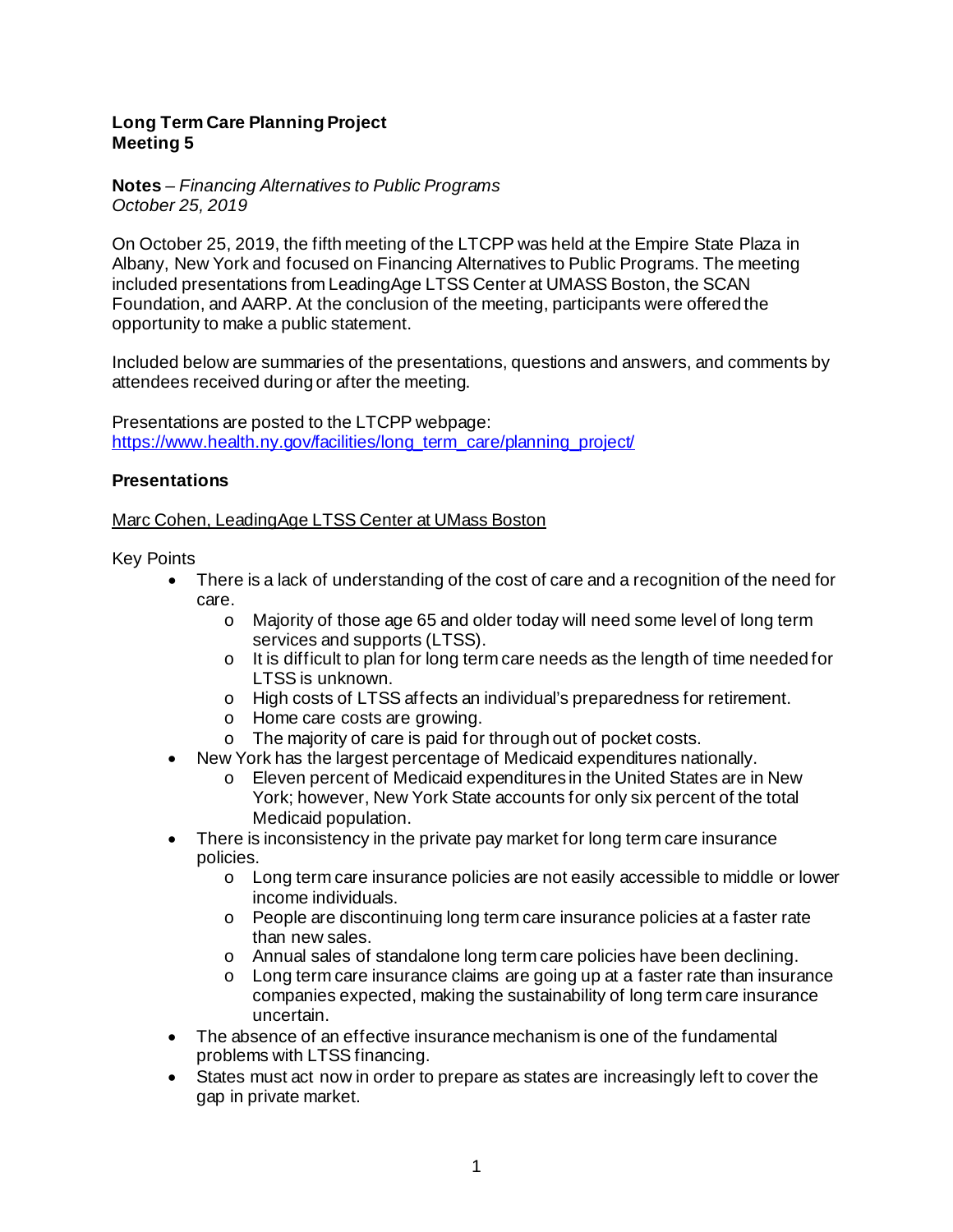**Long Term Care Planning Project**
**Meeting 5**

**Notes** – *Financing Alternatives to Public Programs*
*October 25, 2019*

On October 25, 2019, the fifth meeting of the LTCPP was held at the Empire State Plaza in Albany, New York and focused on Financing Alternatives to Public Programs. The meeting included presentations from LeadingAge LTSS Center at UMASS Boston, the SCAN Foundation, and AARP. At the conclusion of the meeting, participants were offered the opportunity to make a public statement.

Included below are summaries of the presentations, questions and answers, and comments by attendees received during or after the meeting.

Presentations are posted to the LTCPP webpage:
[https://www.health.ny.gov/facilities/long_term_care/planning_project/](https://www.health.ny.gov/facilities/long_term_care/planning_project/)

## Presentations

Marc Cohen, LeadingAge LTSS Center at UMass Boston

Key Points

- There is a lack of understanding of the cost of care and a recognition of the need for care.
  - Majority of those age 65 and older today will need some level of long term services and supports (LTSS).
  - It is difficult to plan for long term care needs as the length of time needed for LTSS is unknown.
  - High costs of LTSS affects an individual's preparedness for retirement.
  - Home care costs are growing.
  - The majority of care is paid for through out of pocket costs.
- New York has the largest percentage of Medicaid expenditures nationally.
  - Eleven percent of Medicaid expenditures in the United States are in New York; however, New York State accounts for only six percent of the total Medicaid population.
- There is inconsistency in the private pay market for long term care insurance policies.
  - Long term care insurance policies are not easily accessible to middle or lower income individuals.
  - People are discontinuing long term care insurance policies at a faster rate than new sales.
  - Annual sales of standalone long term care policies have been declining.
  - Long term care insurance claims are going up at a faster rate than insurance companies expected, making the sustainability of long term care insurance uncertain.
- The absence of an effective insurance mechanism is one of the fundamental problems with LTSS financing.
- States must act now in order to prepare as states are increasingly left to cover the gap in private market.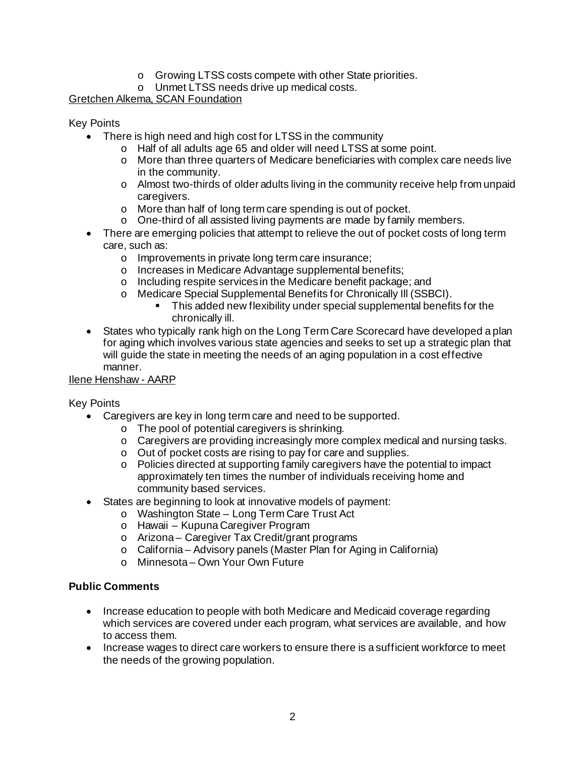- Growing LTSS costs compete with other State priorities.
    - Unmet LTSS needs drive up medical costs.

<u>Gretchen Alkema, SCAN Foundation</u>

Key Points

- There is high need and high cost for LTSS in the community
    - Half of all adults age 65 and older will need LTSS at some point.
    - More than three quarters of Medicare beneficiaries with complex care needs live in the community.
    - Almost two-thirds of older adults living in the community receive help from unpaid caregivers.
    - More than half of long term care spending is out of pocket.
    - One-third of all assisted living payments are made by family members.
- There are emerging policies that attempt to relieve the out of pocket costs of long term care, such as:
    - Improvements in private long term care insurance;
    - Increases in Medicare Advantage supplemental benefits;
    - Including respite services in the Medicare benefit package; and
    - Medicare Special Supplemental Benefits for Chronically Ill (SSBCI).
        - This added new flexibility under special supplemental benefits for the chronically ill.
- States who typically rank high on the Long Term Care Scorecard have developed a plan for aging which involves various state agencies and seeks to set up a strategic plan that will guide the state in meeting the needs of an aging population in a cost effective manner.

<u>Ilene Henshaw - AARP</u>

Key Points

- Caregivers are key in long term care and need to be supported.
    - The pool of potential caregivers is shrinking.
    - Caregivers are providing increasingly more complex medical and nursing tasks.
    - Out of pocket costs are rising to pay for care and supplies.
    - Policies directed at supporting family caregivers have the potential to impact approximately ten times the number of individuals receiving home and community based services.
- States are beginning to look at innovative models of payment:
    - Washington State – Long Term Care Trust Act
    - Hawaii – Kupuna Caregiver Program
    - Arizona – Caregiver Tax Credit/grant programs
    - California – Advisory panels (Master Plan for Aging in California)
    - Minnesota – Own Your Own Future

**Public Comments**

- Increase education to people with both Medicare and Medicaid coverage regarding which services are covered under each program, what services are available, and how to access them.
- Increase wages to direct care workers to ensure there is a sufficient workforce to meet the needs of the growing population.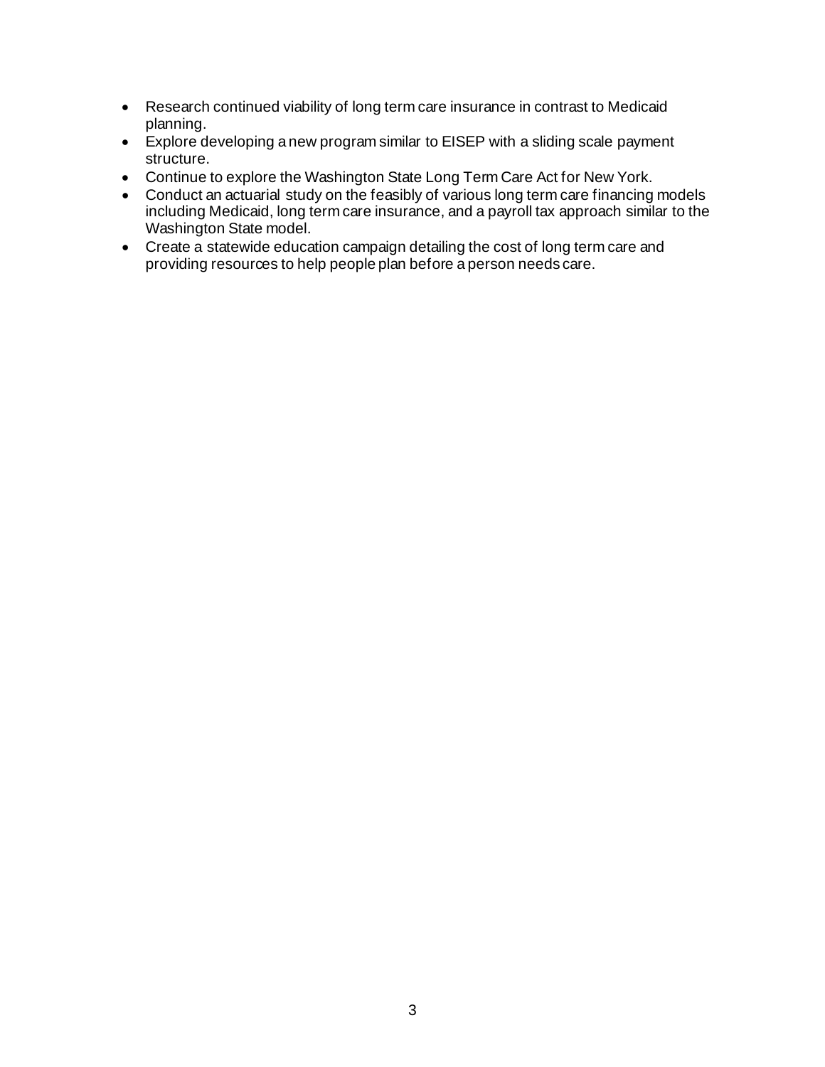- Research continued viability of long term care insurance in contrast to Medicaid planning.
- Explore developing a new program similar to EISEP with a sliding scale payment structure.
- Continue to explore the Washington State Long Term Care Act for New York.
- Conduct an actuarial study on the feasibly of various long term care financing models including Medicaid, long term care insurance, and a payroll tax approach similar to the Washington State model.
- Create a statewide education campaign detailing the cost of long term care and providing resources to help people plan before a person needs care.